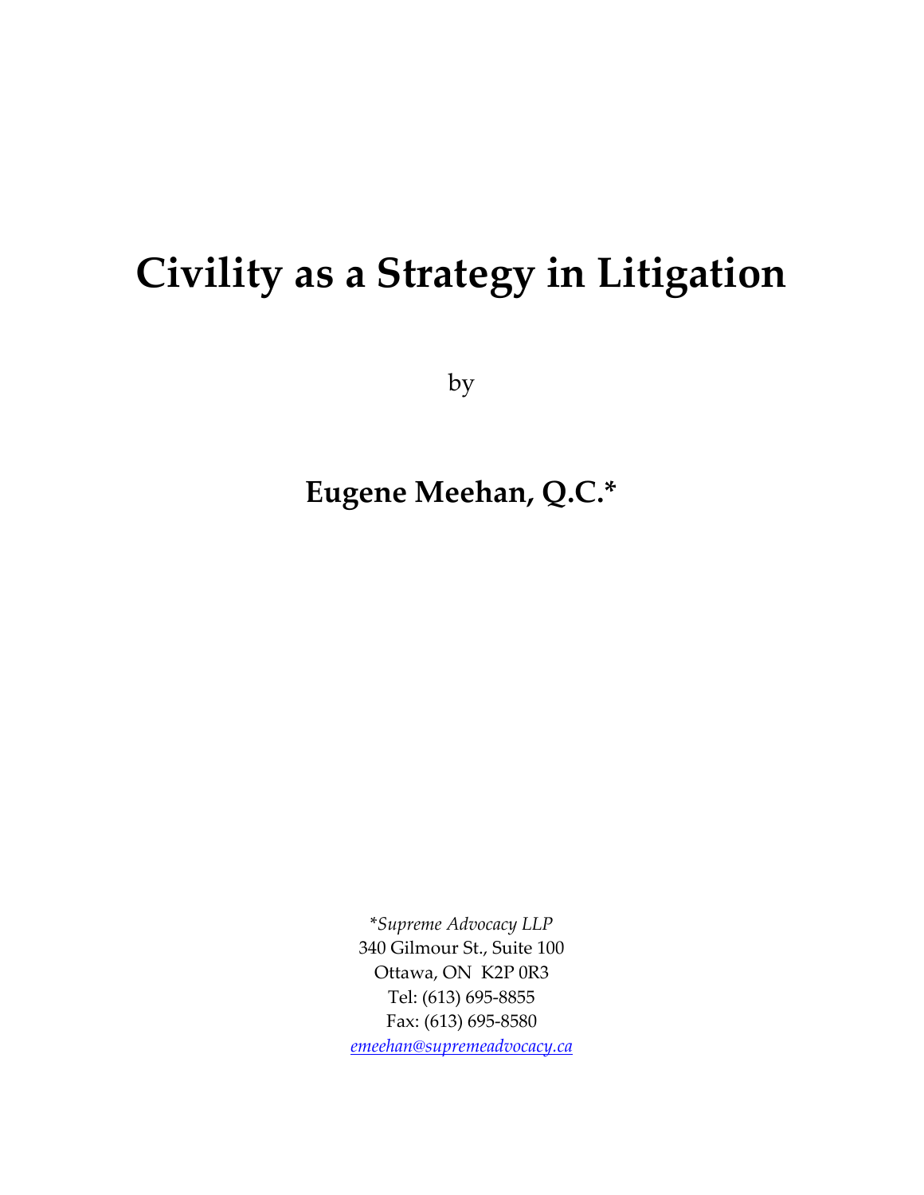# Civility as a Strategy in Litigation

by

**Eugene Meehan, Q.C.***

**Supreme Advocacy LLP*
340 Gilmour St., Suite 100
Ottawa, ON  K2P 0R3
Tel: (613) 695-8855
Fax: (613) 695-8580
*emeehan@supremeadvocacy.ca*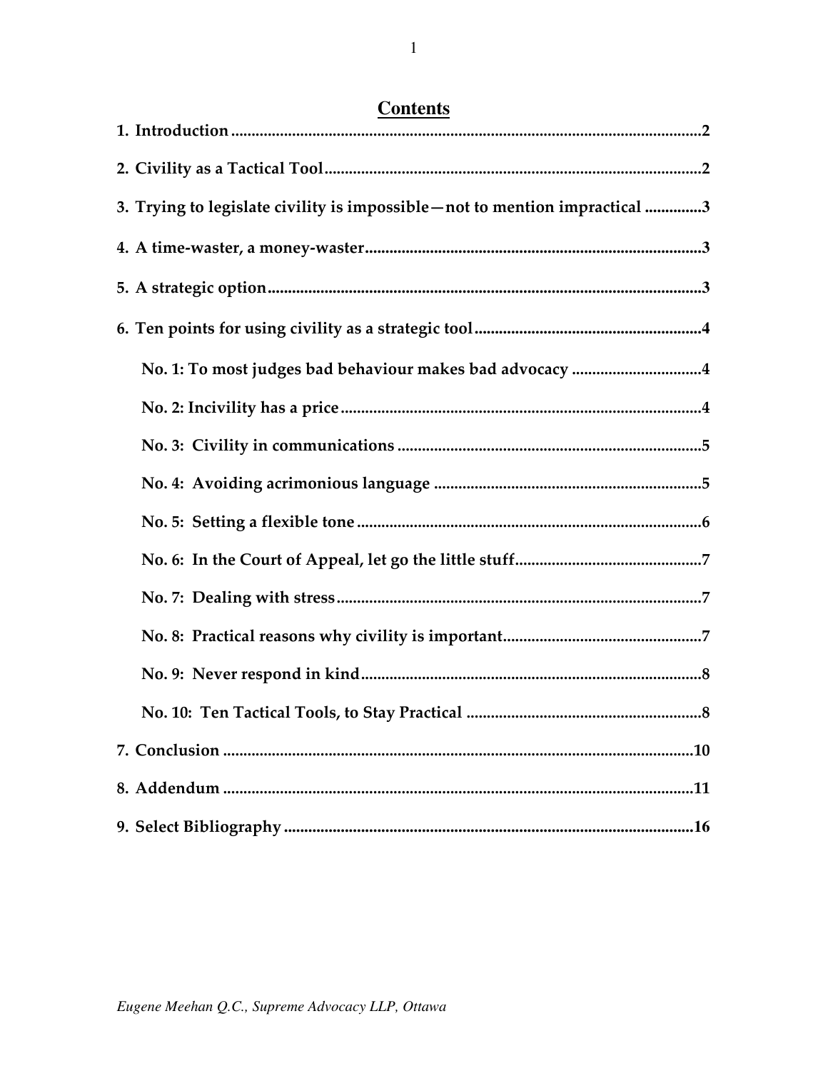## Contents

**1. Introduction** .......... **2**

**2. Civility as a Tactical Tool** .......... **2**

**3. Trying to legislate civility is impossible—not to mention impractical** .......... **3**

**4. A time-waster, a money-waster** .......... **3**

**5. A strategic option** .......... **3**

**6. Ten points for using civility as a strategic tool** .......... **4**

- **No. 1: To most judges bad behaviour makes bad advocacy** .......... **4**
- **No. 2: Incivility has a price** .......... **4**
- **No. 3: Civility in communications** .......... **5**
- **No. 4: Avoiding acrimonious language** .......... **5**
- **No. 5: Setting a flexible tone** .......... **6**
- **No. 6: In the Court of Appeal, let go the little stuff** .......... **7**
- **No. 7: Dealing with stress** .......... **7**
- **No. 8: Practical reasons why civility is important** .......... **7**
- **No. 9: Never respond in kind** .......... **8**
- **No. 10: Ten Tactical Tools, to Stay Practical** .......... **8**

**7. Conclusion** .......... **10**

**8. Addendum** .......... **11**

**9. Select Bibliography** .......... **16**

*Eugene Meehan Q.C., Supreme Advocacy LLP, Ottawa*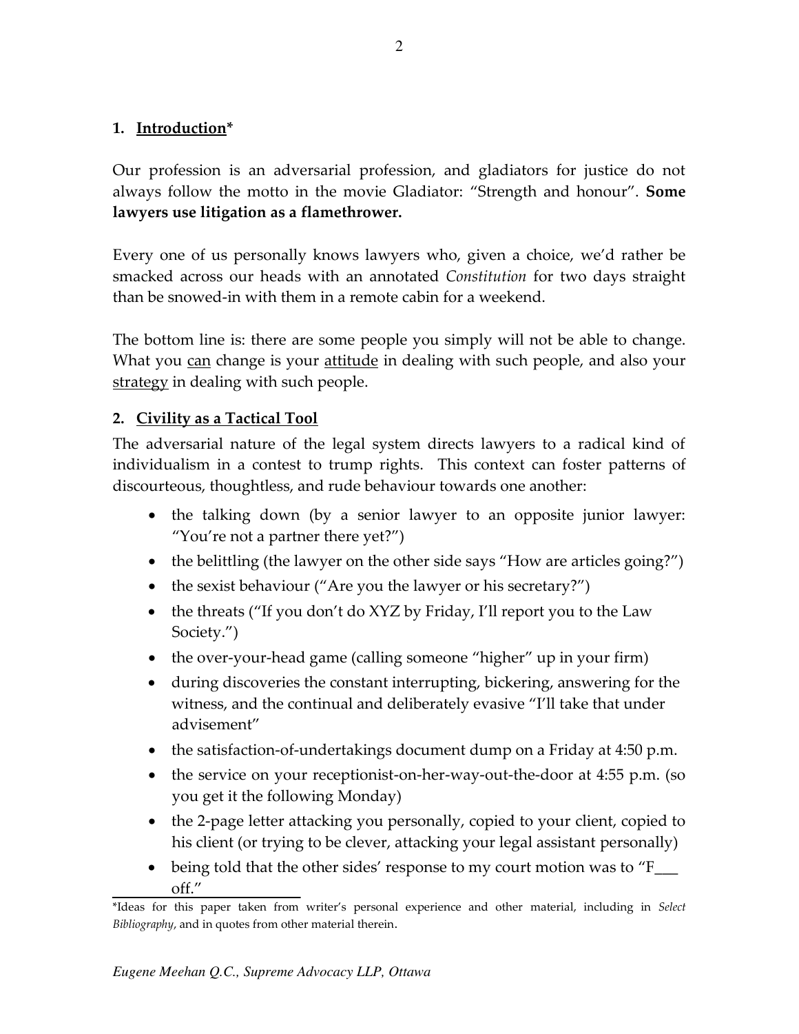## 1. <u>Introduction</u>*

Our profession is an adversarial profession, and gladiators for justice do not always follow the motto in the movie Gladiator: "Strength and honour". **Some lawyers use litigation as a flamethrower.**

Every one of us personally knows lawyers who, given a choice, we'd rather be smacked across our heads with an annotated *Constitution* for two days straight than be snowed-in with them in a remote cabin for a weekend.

The bottom line is: there are some people you simply will not be able to change. What you <u>can</u> change is your <u>attitude</u> in dealing with such people, and also your <u>strategy</u> in dealing with such people.

## 2. <u>Civility as a Tactical Tool</u>

The adversarial nature of the legal system directs lawyers to a radical kind of individualism in a contest to trump rights. This context can foster patterns of discourteous, thoughtless, and rude behaviour towards one another:

- the talking down (by a senior lawyer to an opposite junior lawyer: "You're not a partner there yet?")
- the belittling (the lawyer on the other side says "How are articles going?")
- the sexist behaviour ("Are you the lawyer or his secretary?")
- the threats ("If you don't do XYZ by Friday, I'll report you to the Law Society.")
- the over-your-head game (calling someone "higher" up in your firm)
- during discoveries the constant interrupting, bickering, answering for the witness, and the continual and deliberately evasive "I'll take that under advisement"
- the satisfaction-of-undertakings document dump on a Friday at 4:50 p.m.
- the service on your receptionist-on-her-way-out-the-door at 4:55 p.m. (so you get it the following Monday)
- the 2-page letter attacking you personally, copied to your client, copied to his client (or trying to be clever, attacking your legal assistant personally)
- being told that the other sides' response to my court motion was to "F___ off."

---

*Ideas for this paper taken from writer's personal experience and other material, including in *Select Bibliography*, and in quotes from other material therein.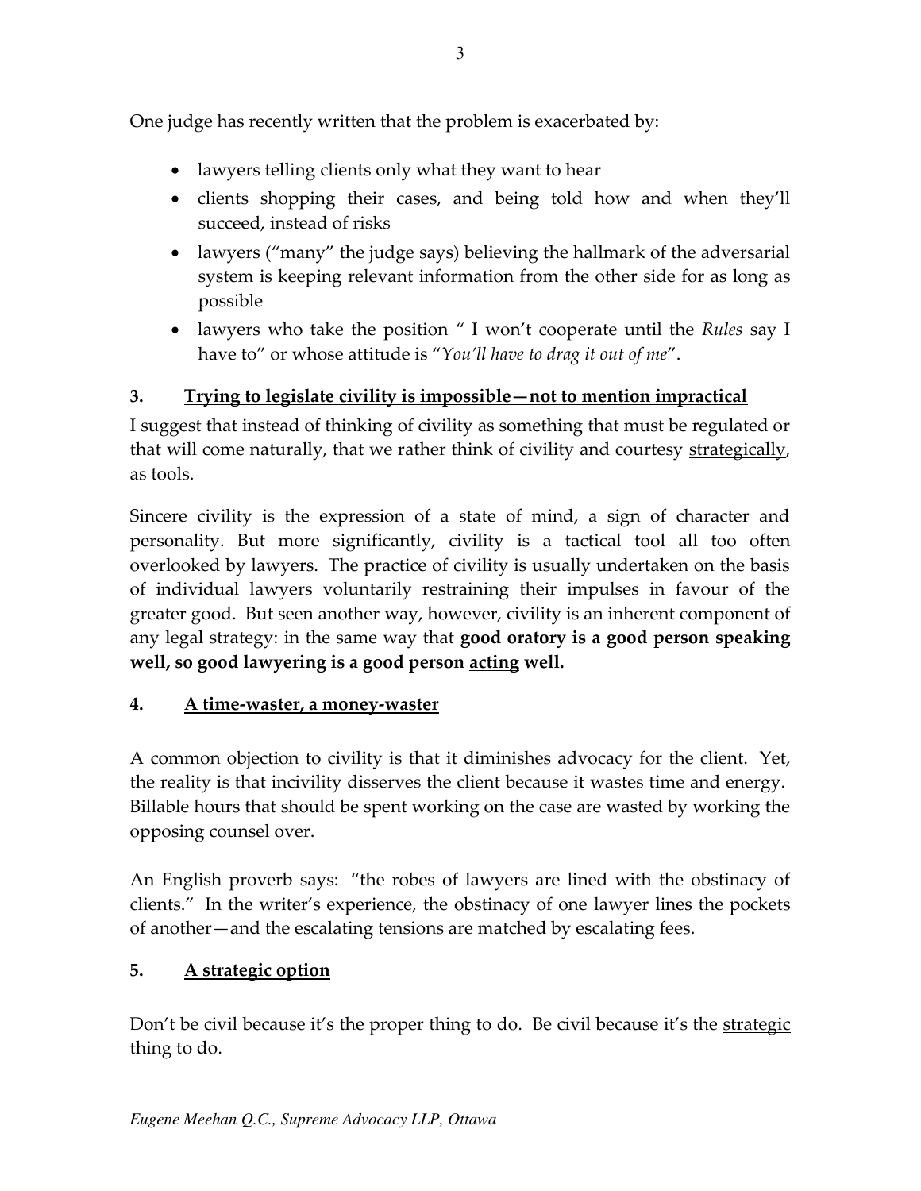One judge has recently written that the problem is exacerbated by:

- lawyers telling clients only what they want to hear
- clients shopping their cases, and being told how and when they'll succeed, instead of risks
- lawyers ("many" the judge says) believing the hallmark of the adversarial system is keeping relevant information from the other side for as long as possible
- lawyers who take the position " I won't cooperate until the *Rules* say I have to" or whose attitude is "*You'll have to drag it out of me*".

## 3. Trying to legislate civility is impossible—not to mention impractical

I suggest that instead of thinking of civility as something that must be regulated or that will come naturally, that we rather think of civility and courtesy strategically, as tools.

Sincere civility is the expression of a state of mind, a sign of character and personality. But more significantly, civility is a tactical tool all too often overlooked by lawyers. The practice of civility is usually undertaken on the basis of individual lawyers voluntarily restraining their impulses in favour of the greater good. But seen another way, however, civility is an inherent component of any legal strategy: in the same way that **good oratory is a good person speaking well, so good lawyering is a good person acting well.**

## 4. A time-waster, a money-waster

A common objection to civility is that it diminishes advocacy for the client. Yet, the reality is that incivility disserves the client because it wastes time and energy. Billable hours that should be spent working on the case are wasted by working the opposing counsel over.

An English proverb says: "the robes of lawyers are lined with the obstinacy of clients." In the writer's experience, the obstinacy of one lawyer lines the pockets of another—and the escalating tensions are matched by escalating fees.

## 5. A strategic option

Don't be civil because it's the proper thing to do. Be civil because it's the strategic thing to do.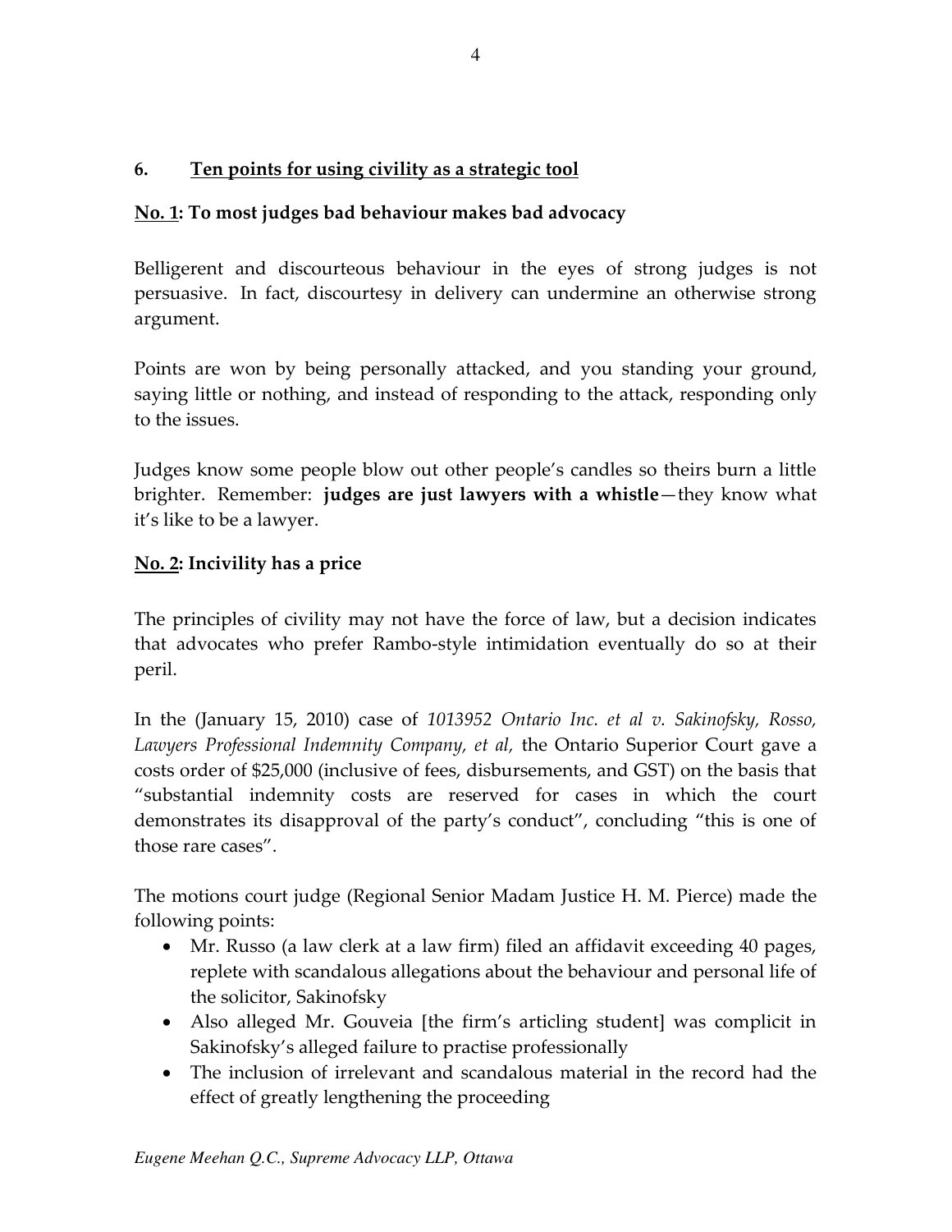## 6. Ten points for using civility as a strategic tool

### No. 1: To most judges bad behaviour makes bad advocacy

Belligerent and discourteous behaviour in the eyes of strong judges is not persuasive. In fact, discourtesy in delivery can undermine an otherwise strong argument.

Points are won by being personally attacked, and you standing your ground, saying little or nothing, and instead of responding to the attack, responding only to the issues.

Judges know some people blow out other people's candles so theirs burn a little brighter. Remember: **judges are just lawyers with a whistle**—they know what it's like to be a lawyer.

### No. 2: Incivility has a price

The principles of civility may not have the force of law, but a decision indicates that advocates who prefer Rambo-style intimidation eventually do so at their peril.

In the (January 15, 2010) case of *1013952 Ontario Inc. et al v. Sakinofsky, Rosso, Lawyers Professional Indemnity Company, et al,* the Ontario Superior Court gave a costs order of $25,000 (inclusive of fees, disbursements, and GST) on the basis that "substantial indemnity costs are reserved for cases in which the court demonstrates its disapproval of the party's conduct", concluding "this is one of those rare cases".

The motions court judge (Regional Senior Madam Justice H. M. Pierce) made the following points:

- Mr. Russo (a law clerk at a law firm) filed an affidavit exceeding 40 pages, replete with scandalous allegations about the behaviour and personal life of the solicitor, Sakinofsky
- Also alleged Mr. Gouveia [the firm's articling student] was complicit in Sakinofsky's alleged failure to practise professionally
- The inclusion of irrelevant and scandalous material in the record had the effect of greatly lengthening the proceeding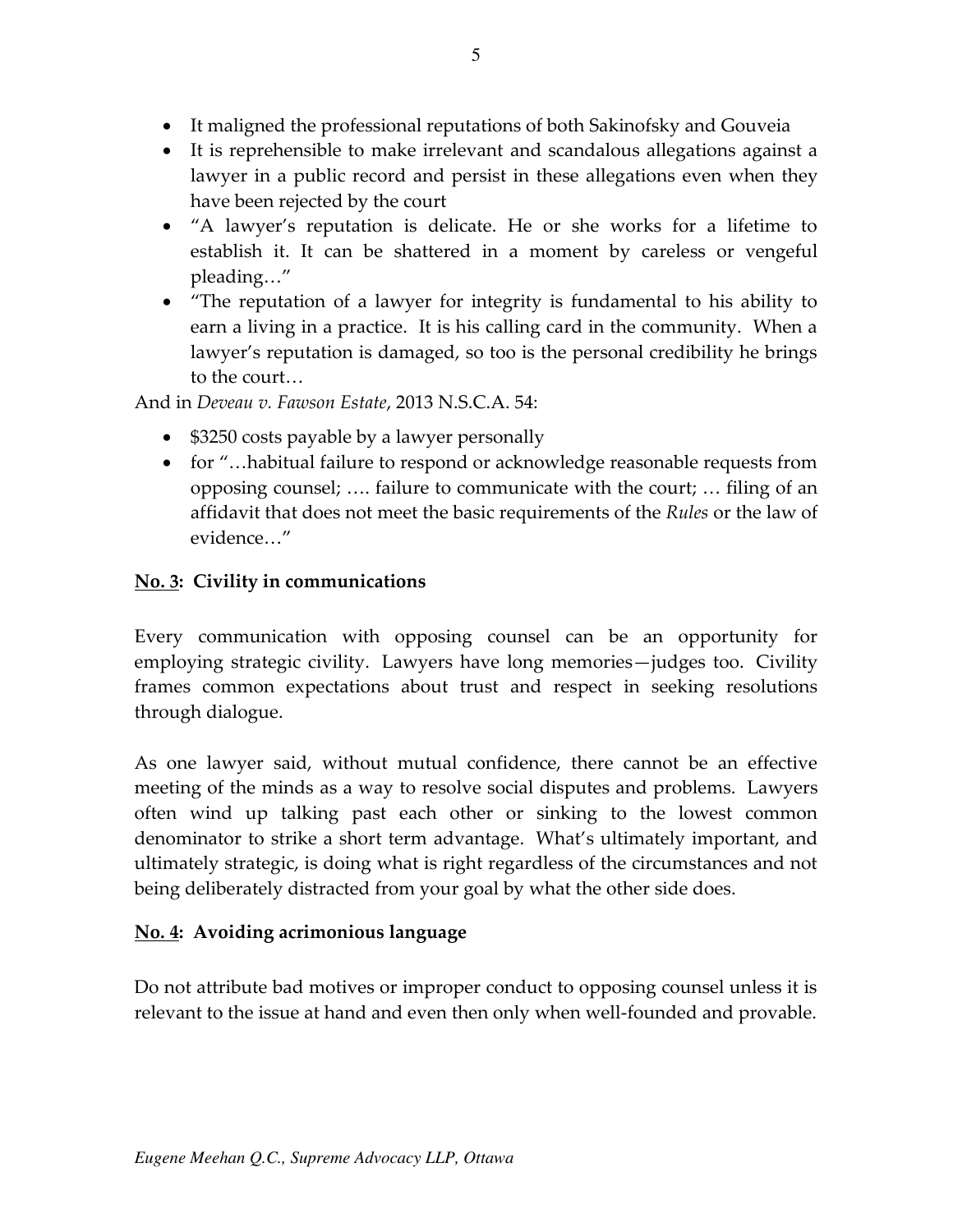- It maligned the professional reputations of both Sakinofsky and Gouveia
- It is reprehensible to make irrelevant and scandalous allegations against a lawyer in a public record and persist in these allegations even when they have been rejected by the court
- "A lawyer's reputation is delicate. He or she works for a lifetime to establish it. It can be shattered in a moment by careless or vengeful pleading…"
- "The reputation of a lawyer for integrity is fundamental to his ability to earn a living in a practice. It is his calling card in the community. When a lawyer's reputation is damaged, so too is the personal credibility he brings to the court…

And in *Deveau v. Fawson Estate*, 2013 N.S.C.A. 54:

- $3250 costs payable by a lawyer personally
- for "…habitual failure to respond or acknowledge reasonable requests from opposing counsel; …. failure to communicate with the court; … filing of an affidavit that does not meet the basic requirements of the *Rules* or the law of evidence…"

## <u>No. 3</u>: Civility in communications

Every communication with opposing counsel can be an opportunity for employing strategic civility. Lawyers have long memories—judges too. Civility frames common expectations about trust and respect in seeking resolutions through dialogue.

As one lawyer said, without mutual confidence, there cannot be an effective meeting of the minds as a way to resolve social disputes and problems. Lawyers often wind up talking past each other or sinking to the lowest common denominator to strike a short term advantage. What's ultimately important, and ultimately strategic, is doing what is right regardless of the circumstances and not being deliberately distracted from your goal by what the other side does.

## <u>No. 4</u>: Avoiding acrimonious language

Do not attribute bad motives or improper conduct to opposing counsel unless it is relevant to the issue at hand and even then only when well-founded and provable.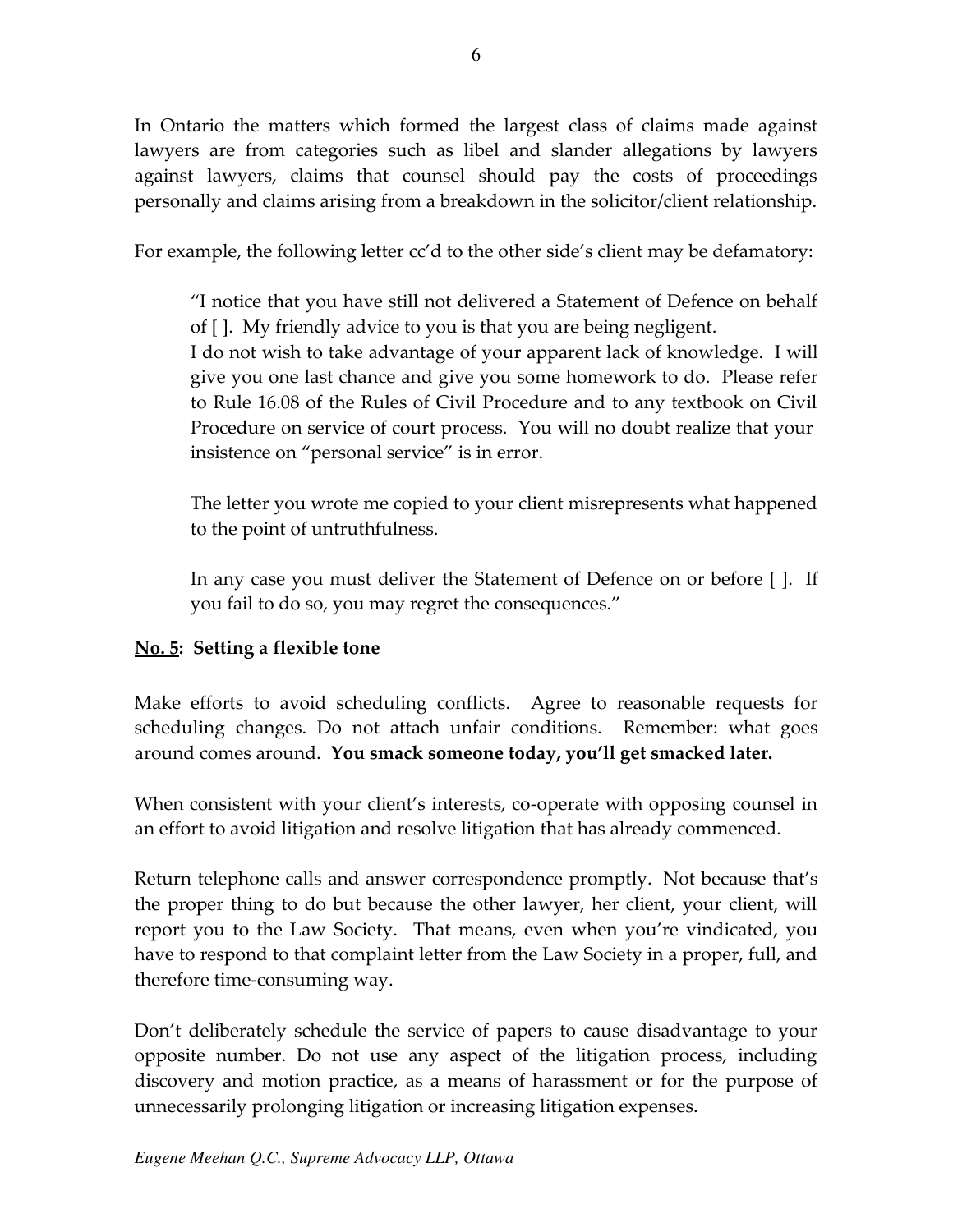In Ontario the matters which formed the largest class of claims made against lawyers are from categories such as libel and slander allegations by lawyers against lawyers, claims that counsel should pay the costs of proceedings personally and claims arising from a breakdown in the solicitor/client relationship.

For example, the following letter cc'd to the other side's client may be defamatory:

> "I notice that you have still not delivered a Statement of Defence on behalf of [ ]. My friendly advice to you is that you are being negligent.
> I do not wish to take advantage of your apparent lack of knowledge. I will give you one last chance and give you some homework to do. Please refer to Rule 16.08 of the Rules of Civil Procedure and to any textbook on Civil Procedure on service of court process. You will no doubt realize that your insistence on "personal service" is in error.
>
> The letter you wrote me copied to your client misrepresents what happened to the point of untruthfulness.
>
> In any case you must deliver the Statement of Defence on or before [ ]. If you fail to do so, you may regret the consequences."

**<u>No. 5</u>: Setting a flexible tone**

Make efforts to avoid scheduling conflicts. Agree to reasonable requests for scheduling changes. Do not attach unfair conditions. Remember: what goes around comes around. **You smack someone today, you'll get smacked later.**

When consistent with your client's interests, co-operate with opposing counsel in an effort to avoid litigation and resolve litigation that has already commenced.

Return telephone calls and answer correspondence promptly. Not because that's the proper thing to do but because the other lawyer, her client, your client, will report you to the Law Society. That means, even when you're vindicated, you have to respond to that complaint letter from the Law Society in a proper, full, and therefore time-consuming way.

Don't deliberately schedule the service of papers to cause disadvantage to your opposite number. Do not use any aspect of the litigation process, including discovery and motion practice, as a means of harassment or for the purpose of unnecessarily prolonging litigation or increasing litigation expenses.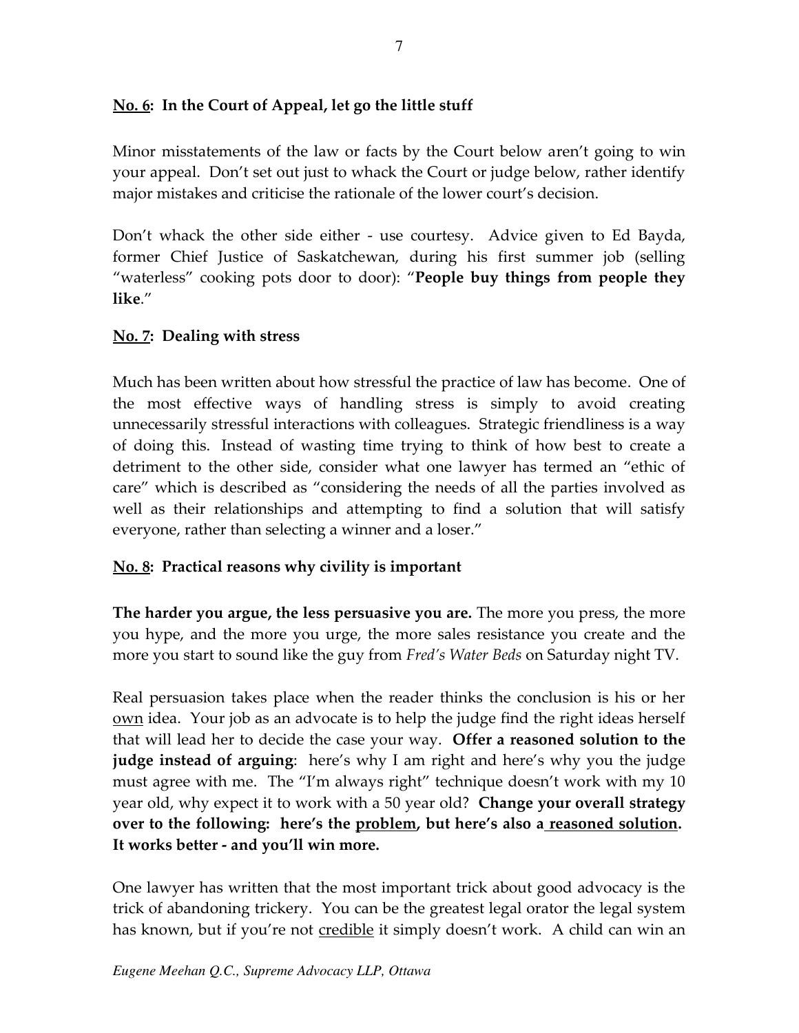## **No. 6: In the Court of Appeal, let go the little stuff**

Minor misstatements of the law or facts by the Court below aren't going to win your appeal. Don't set out just to whack the Court or judge below, rather identify major mistakes and criticise the rationale of the lower court's decision.

Don't whack the other side either - use courtesy. Advice given to Ed Bayda, former Chief Justice of Saskatchewan, during his first summer job (selling "waterless" cooking pots door to door): "**People buy things from people they like**."

## **No. 7: Dealing with stress**

Much has been written about how stressful the practice of law has become. One of the most effective ways of handling stress is simply to avoid creating unnecessarily stressful interactions with colleagues. Strategic friendliness is a way of doing this. Instead of wasting time trying to think of how best to create a detriment to the other side, consider what one lawyer has termed an "ethic of care" which is described as "considering the needs of all the parties involved as well as their relationships and attempting to find a solution that will satisfy everyone, rather than selecting a winner and a loser."

## **No. 8: Practical reasons why civility is important**

**The harder you argue, the less persuasive you are.** The more you press, the more you hype, and the more you urge, the more sales resistance you create and the more you start to sound like the guy from *Fred's Water Beds* on Saturday night TV.

Real persuasion takes place when the reader thinks the conclusion is his or her own idea. Your job as an advocate is to help the judge find the right ideas herself that will lead her to decide the case your way. **Offer a reasoned solution to the judge instead of arguing**: here's why I am right and here's why you the judge must agree with me. The "I'm always right" technique doesn't work with my 10 year old, why expect it to work with a 50 year old? **Change your overall strategy over to the following: here's the problem, but here's also a reasoned solution. It works better - and you'll win more.**

One lawyer has written that the most important trick about good advocacy is the trick of abandoning trickery. You can be the greatest legal orator the legal system has known, but if you're not credible it simply doesn't work. A child can win an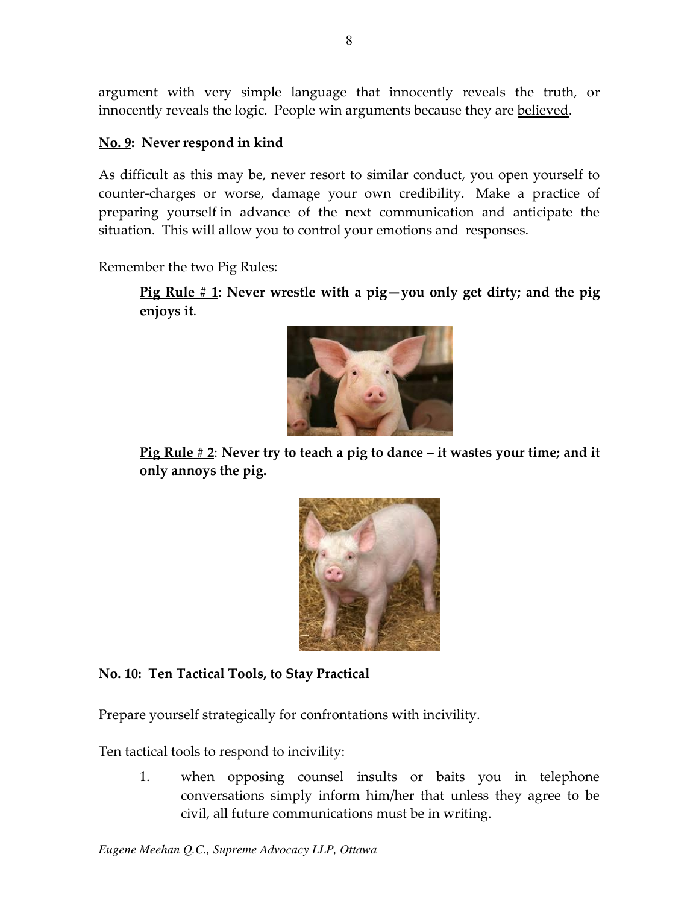argument with very simple language that innocently reveals the truth, or innocently reveals the logic. People win arguments because they are <u>believed</u>.

**<u>No. 9</u>: Never respond in kind**

As difficult as this may be, never resort to similar conduct, you open yourself to counter-charges or worse, damage your own credibility. Make a practice of preparing yourself in advance of the next communication and anticipate the situation. This will allow you to control your emotions and responses.

Remember the two Pig Rules:

> **<u>Pig Rule # 1</u>: Never wrestle with a pig—you only get dirty; and the pig enjoys it**.
>
> **<u>Pig Rule # 2</u>: Never try to teach a pig to dance – it wastes your time; and it only annoys the pig.**

**<u>No. 10</u>: Ten Tactical Tools, to Stay Practical**

Prepare yourself strategically for confrontations with incivility.

Ten tactical tools to respond to incivility:

1. when opposing counsel insults or baits you in telephone conversations simply inform him/her that unless they agree to be civil, all future communications must be in writing.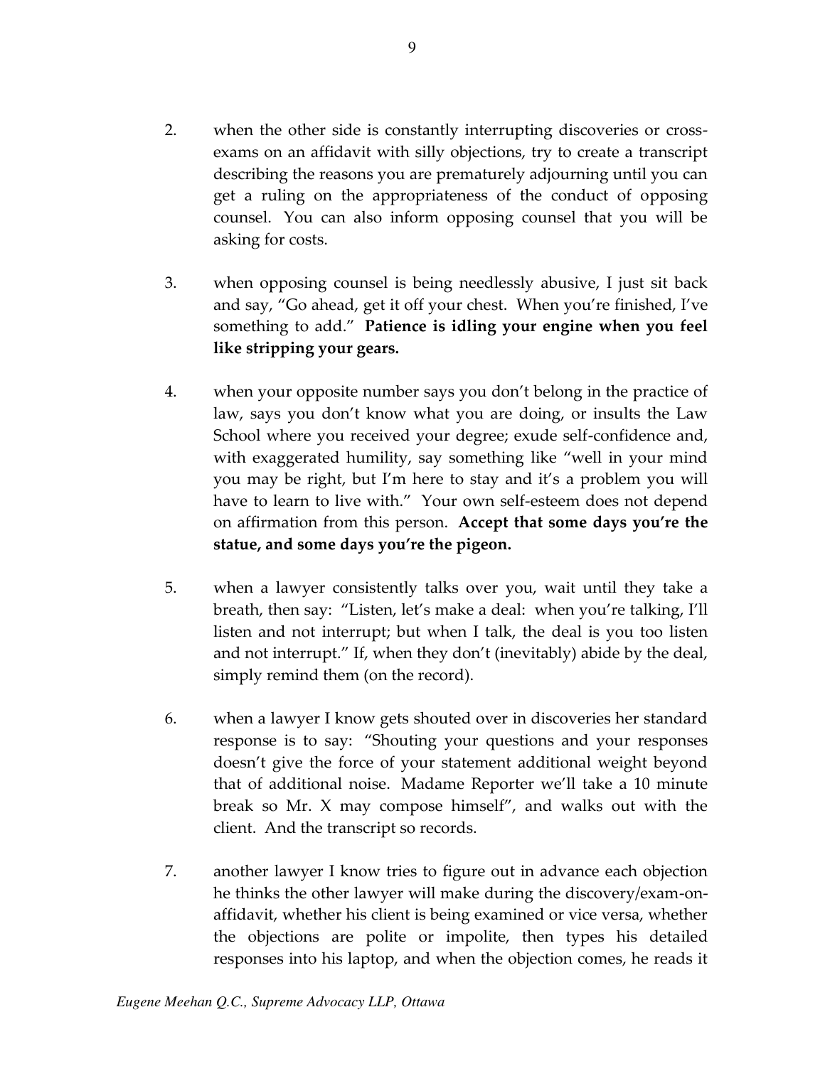2. when the other side is constantly interrupting discoveries or cross-exams on an affidavit with silly objections, try to create a transcript describing the reasons you are prematurely adjourning until you can get a ruling on the appropriateness of the conduct of opposing counsel. You can also inform opposing counsel that you will be asking for costs.

3. when opposing counsel is being needlessly abusive, I just sit back and say, "Go ahead, get it off your chest. When you're finished, I've something to add." **Patience is idling your engine when you feel like stripping your gears.**

4. when your opposite number says you don't belong in the practice of law, says you don't know what you are doing, or insults the Law School where you received your degree; exude self-confidence and, with exaggerated humility, say something like "well in your mind you may be right, but I'm here to stay and it's a problem you will have to learn to live with." Your own self-esteem does not depend on affirmation from this person. **Accept that some days you're the statue, and some days you're the pigeon.**

5. when a lawyer consistently talks over you, wait until they take a breath, then say: "Listen, let's make a deal: when you're talking, I'll listen and not interrupt; but when I talk, the deal is you too listen and not interrupt." If, when they don't (inevitably) abide by the deal, simply remind them (on the record).

6. when a lawyer I know gets shouted over in discoveries her standard response is to say: "Shouting your questions and your responses doesn't give the force of your statement additional weight beyond that of additional noise. Madame Reporter we'll take a 10 minute break so Mr. X may compose himself", and walks out with the client. And the transcript so records.

7. another lawyer I know tries to figure out in advance each objection he thinks the other lawyer will make during the discovery/exam-on-affidavit, whether his client is being examined or vice versa, whether the objections are polite or impolite, then types his detailed responses into his laptop, and when the objection comes, he reads it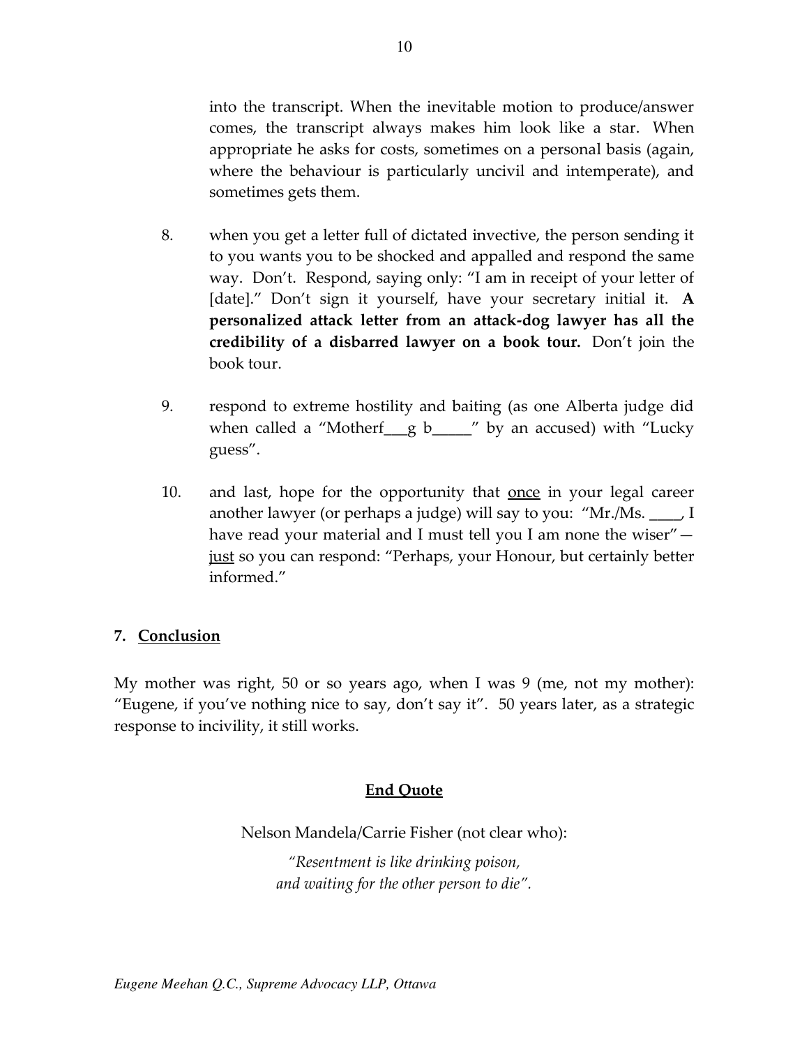into the transcript. When the inevitable motion to produce/answer comes, the transcript always makes him look like a star. When appropriate he asks for costs, sometimes on a personal basis (again, where the behaviour is particularly uncivil and intemperate), and sometimes gets them.

8. when you get a letter full of dictated invective, the person sending it to you wants you to be shocked and appalled and respond the same way. Don't. Respond, saying only: "I am in receipt of your letter of [date]." Don't sign it yourself, have your secretary initial it. **A personalized attack letter from an attack-dog lawyer has all the credibility of a disbarred lawyer on a book tour.** Don't join the book tour.

9. respond to extreme hostility and baiting (as one Alberta judge did when called a "Motherf___g b_____" by an accused) with "Lucky guess".

10. and last, hope for the opportunity that <u>once</u> in your legal career another lawyer (or perhaps a judge) will say to you: "Mr./Ms. ____, I have read your material and I must tell you I am none the wiser"— <u>just</u> so you can respond: "Perhaps, your Honour, but certainly better informed."

## 7. <u>Conclusion</u>

My mother was right, 50 or so years ago, when I was 9 (me, not my mother): "Eugene, if you've nothing nice to say, don't say it". 50 years later, as a strategic response to incivility, it still works.

## <u>End Quote</u>

Nelson Mandela/Carrie Fisher (not clear who):

*"Resentment is like drinking poison,*
*and waiting for the other person to die".*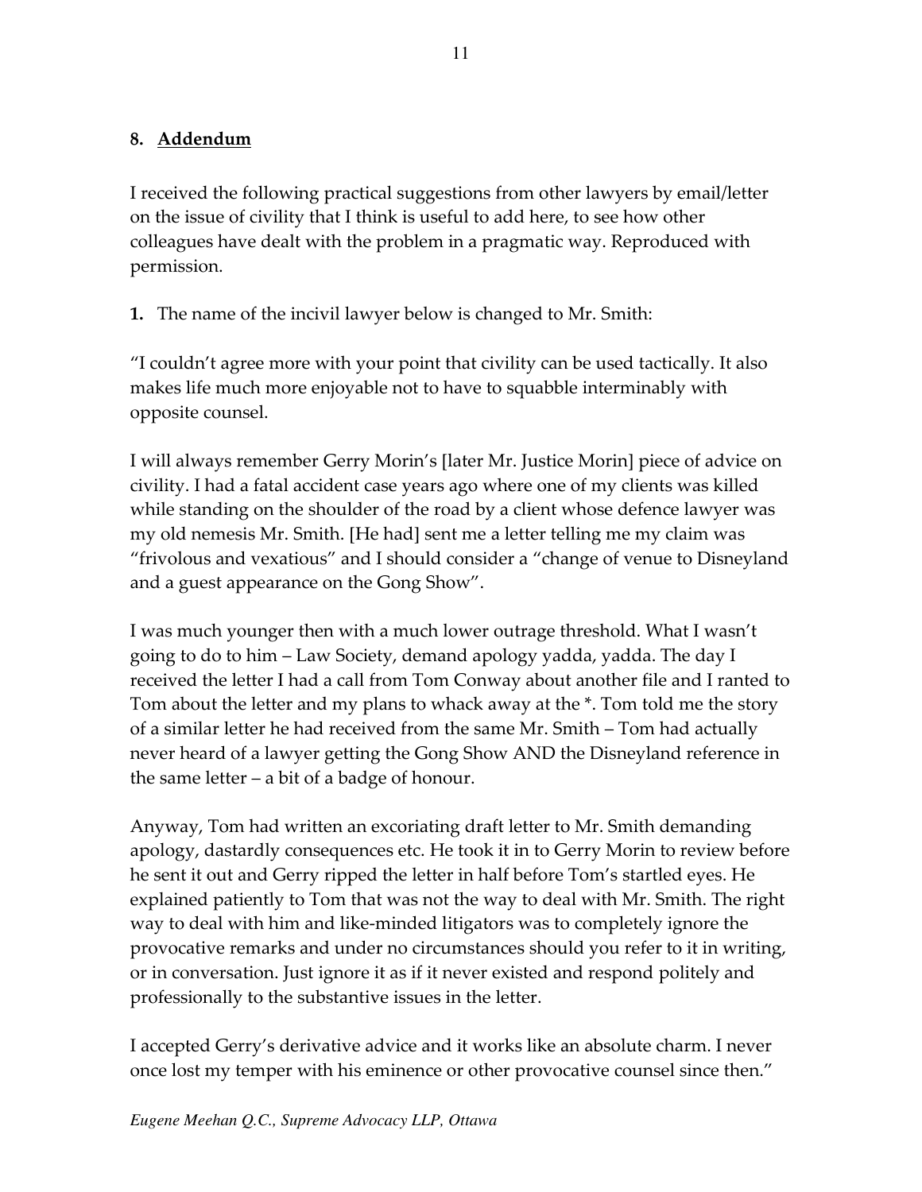## 8. Addendum

I received the following practical suggestions from other lawyers by email/letter on the issue of civility that I think is useful to add here, to see how other colleagues have dealt with the problem in a pragmatic way. Reproduced with permission.

**1.** The name of the incivil lawyer below is changed to Mr. Smith:

"I couldn't agree more with your point that civility can be used tactically. It also makes life much more enjoyable not to have to squabble interminably with opposite counsel.

I will always remember Gerry Morin's [later Mr. Justice Morin] piece of advice on civility. I had a fatal accident case years ago where one of my clients was killed while standing on the shoulder of the road by a client whose defence lawyer was my old nemesis Mr. Smith. [He had] sent me a letter telling me my claim was "frivolous and vexatious" and I should consider a "change of venue to Disneyland and a guest appearance on the Gong Show".

I was much younger then with a much lower outrage threshold. What I wasn't going to do to him – Law Society, demand apology yadda, yadda. The day I received the letter I had a call from Tom Conway about another file and I ranted to Tom about the letter and my plans to whack away at the *. Tom told me the story of a similar letter he had received from the same Mr. Smith – Tom had actually never heard of a lawyer getting the Gong Show AND the Disneyland reference in the same letter – a bit of a badge of honour.

Anyway, Tom had written an excoriating draft letter to Mr. Smith demanding apology, dastardly consequences etc. He took it in to Gerry Morin to review before he sent it out and Gerry ripped the letter in half before Tom's startled eyes. He explained patiently to Tom that was not the way to deal with Mr. Smith. The right way to deal with him and like-minded litigators was to completely ignore the provocative remarks and under no circumstances should you refer to it in writing, or in conversation. Just ignore it as if it never existed and respond politely and professionally to the substantive issues in the letter.

I accepted Gerry's derivative advice and it works like an absolute charm. I never once lost my temper with his eminence or other provocative counsel since then."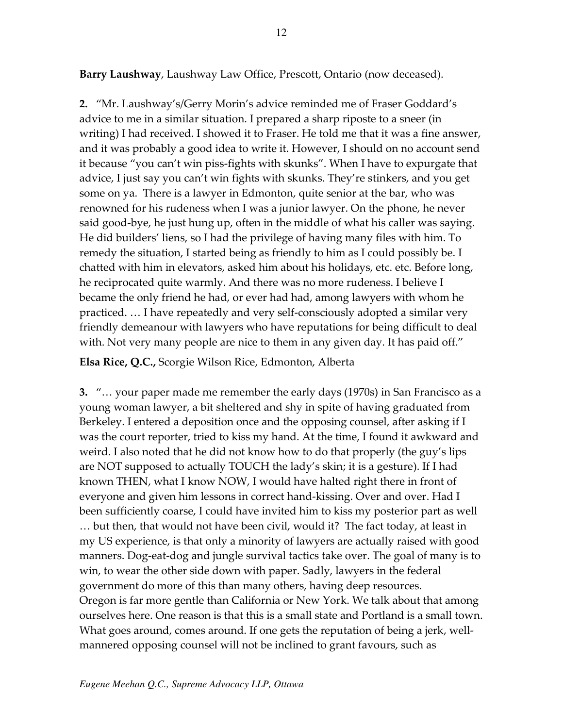**Barry Laushway**, Laushway Law Office, Prescott, Ontario (now deceased).

**2.** "Mr. Laushway's/Gerry Morin's advice reminded me of Fraser Goddard's advice to me in a similar situation. I prepared a sharp riposte to a sneer (in writing) I had received. I showed it to Fraser. He told me that it was a fine answer, and it was probably a good idea to write it. However, I should on no account send it because "you can't win piss-fights with skunks". When I have to expurgate that advice, I just say you can't win fights with skunks. They're stinkers, and you get some on ya. There is a lawyer in Edmonton, quite senior at the bar, who was renowned for his rudeness when I was a junior lawyer. On the phone, he never said good-bye, he just hung up, often in the middle of what his caller was saying. He did builders' liens, so I had the privilege of having many files with him. To remedy the situation, I started being as friendly to him as I could possibly be. I chatted with him in elevators, asked him about his holidays, etc. etc. Before long, he reciprocated quite warmly. And there was no more rudeness. I believe I became the only friend he had, or ever had had, among lawyers with whom he practiced. … I have repeatedly and very self-consciously adopted a similar very friendly demeanour with lawyers who have reputations for being difficult to deal with. Not very many people are nice to them in any given day. It has paid off."

**Elsa Rice, Q.C.,** Scorgie Wilson Rice, Edmonton, Alberta

**3.** "… your paper made me remember the early days (1970s) in San Francisco as a young woman lawyer, a bit sheltered and shy in spite of having graduated from Berkeley. I entered a deposition once and the opposing counsel, after asking if I was the court reporter, tried to kiss my hand. At the time, I found it awkward and weird. I also noted that he did not know how to do that properly (the guy's lips are NOT supposed to actually TOUCH the lady's skin; it is a gesture). If I had known THEN, what I know NOW, I would have halted right there in front of everyone and given him lessons in correct hand-kissing. Over and over. Had I been sufficiently coarse, I could have invited him to kiss my posterior part as well … but then, that would not have been civil, would it? The fact today, at least in my US experience, is that only a minority of lawyers are actually raised with good manners. Dog-eat-dog and jungle survival tactics take over. The goal of many is to win, to wear the other side down with paper. Sadly, lawyers in the federal government do more of this than many others, having deep resources.
Oregon is far more gentle than California or New York. We talk about that among ourselves here. One reason is that this is a small state and Portland is a small town. What goes around, comes around. If one gets the reputation of being a jerk, well-mannered opposing counsel will not be inclined to grant favours, such as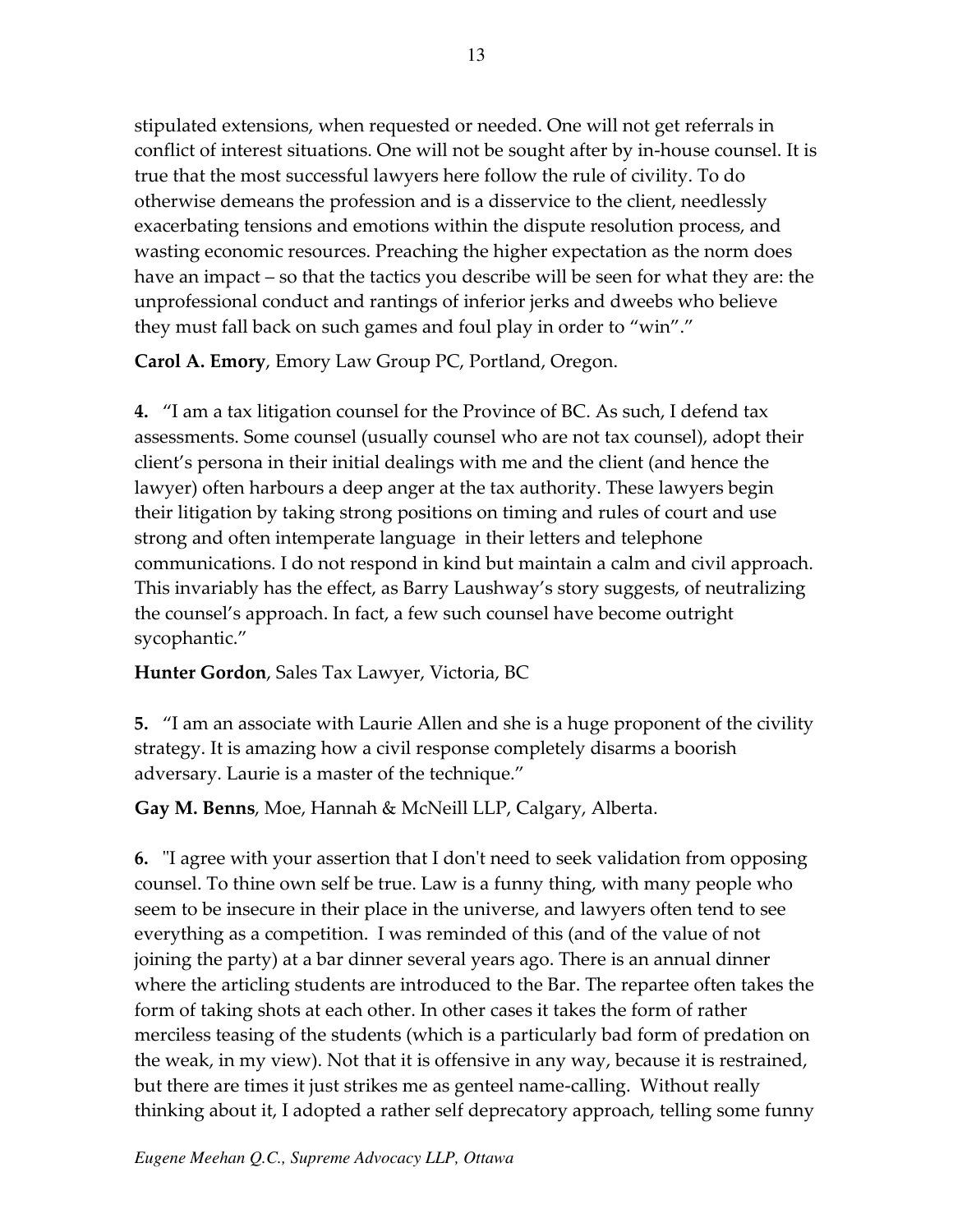stipulated extensions, when requested or needed. One will not get referrals in conflict of interest situations. One will not be sought after by in-house counsel. It is true that the most successful lawyers here follow the rule of civility. To do otherwise demeans the profession and is a disservice to the client, needlessly exacerbating tensions and emotions within the dispute resolution process, and wasting economic resources. Preaching the higher expectation as the norm does have an impact – so that the tactics you describe will be seen for what they are: the unprofessional conduct and rantings of inferior jerks and dweebs who believe they must fall back on such games and foul play in order to "win"."

**Carol A. Emory**, Emory Law Group PC, Portland, Oregon.

**4.** "I am a tax litigation counsel for the Province of BC. As such, I defend tax assessments. Some counsel (usually counsel who are not tax counsel), adopt their client's persona in their initial dealings with me and the client (and hence the lawyer) often harbours a deep anger at the tax authority. These lawyers begin their litigation by taking strong positions on timing and rules of court and use strong and often intemperate language in their letters and telephone communications. I do not respond in kind but maintain a calm and civil approach. This invariably has the effect, as Barry Laushway's story suggests, of neutralizing the counsel's approach. In fact, a few such counsel have become outright sycophantic."

**Hunter Gordon**, Sales Tax Lawyer, Victoria, BC

**5.** "I am an associate with Laurie Allen and she is a huge proponent of the civility strategy. It is amazing how a civil response completely disarms a boorish adversary. Laurie is a master of the technique."

**Gay M. Benns**, Moe, Hannah & McNeill LLP, Calgary, Alberta.

**6.** "I agree with your assertion that I don't need to seek validation from opposing counsel. To thine own self be true. Law is a funny thing, with many people who seem to be insecure in their place in the universe, and lawyers often tend to see everything as a competition. I was reminded of this (and of the value of not joining the party) at a bar dinner several years ago. There is an annual dinner where the articling students are introduced to the Bar. The repartee often takes the form of taking shots at each other. In other cases it takes the form of rather merciless teasing of the students (which is a particularly bad form of predation on the weak, in my view). Not that it is offensive in any way, because it is restrained, but there are times it just strikes me as genteel name-calling. Without really thinking about it, I adopted a rather self deprecatory approach, telling some funny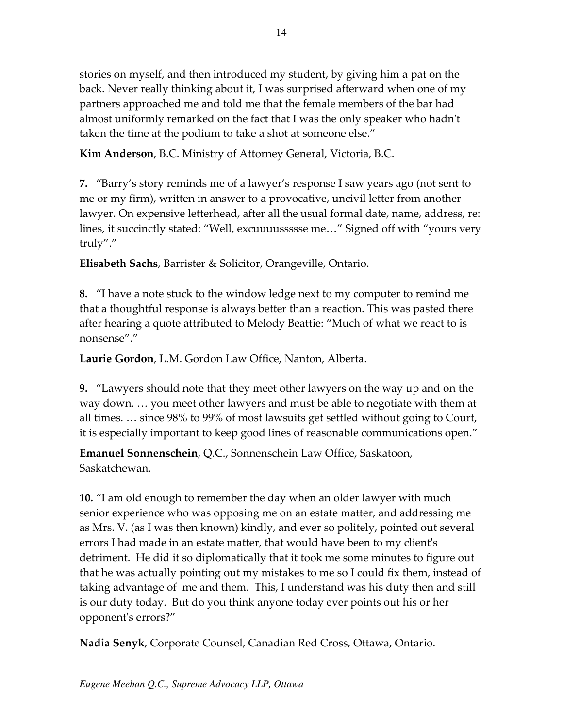stories on myself, and then introduced my student, by giving him a pat on the back. Never really thinking about it, I was surprised afterward when one of my partners approached me and told me that the female members of the bar had almost uniformly remarked on the fact that I was the only speaker who hadn't taken the time at the podium to take a shot at someone else."

**Kim Anderson**, B.C. Ministry of Attorney General, Victoria, B.C.

**7.** "Barry's story reminds me of a lawyer's response I saw years ago (not sent to me or my firm), written in answer to a provocative, uncivil letter from another lawyer. On expensive letterhead, after all the usual formal date, name, address, re: lines, it succinctly stated: "Well, excuuuussssse me…" Signed off with "yours very truly"."

**Elisabeth Sachs**, Barrister & Solicitor, Orangeville, Ontario.

**8.** "I have a note stuck to the window ledge next to my computer to remind me that a thoughtful response is always better than a reaction. This was pasted there after hearing a quote attributed to Melody Beattie: "Much of what we react to is nonsense"."

**Laurie Gordon**, L.M. Gordon Law Office, Nanton, Alberta.

**9.** "Lawyers should note that they meet other lawyers on the way up and on the way down. … you meet other lawyers and must be able to negotiate with them at all times. … since 98% to 99% of most lawsuits get settled without going to Court, it is especially important to keep good lines of reasonable communications open."

**Emanuel Sonnenschein**, Q.C., Sonnenschein Law Office, Saskatoon, Saskatchewan.

**10.** "I am old enough to remember the day when an older lawyer with much senior experience who was opposing me on an estate matter, and addressing me as Mrs. V. (as I was then known) kindly, and ever so politely, pointed out several errors I had made in an estate matter, that would have been to my client's detriment. He did it so diplomatically that it took me some minutes to figure out that he was actually pointing out my mistakes to me so I could fix them, instead of taking advantage of me and them. This, I understand was his duty then and still is our duty today. But do you think anyone today ever points out his or her opponent's errors?"

**Nadia Senyk**, Corporate Counsel, Canadian Red Cross, Ottawa, Ontario.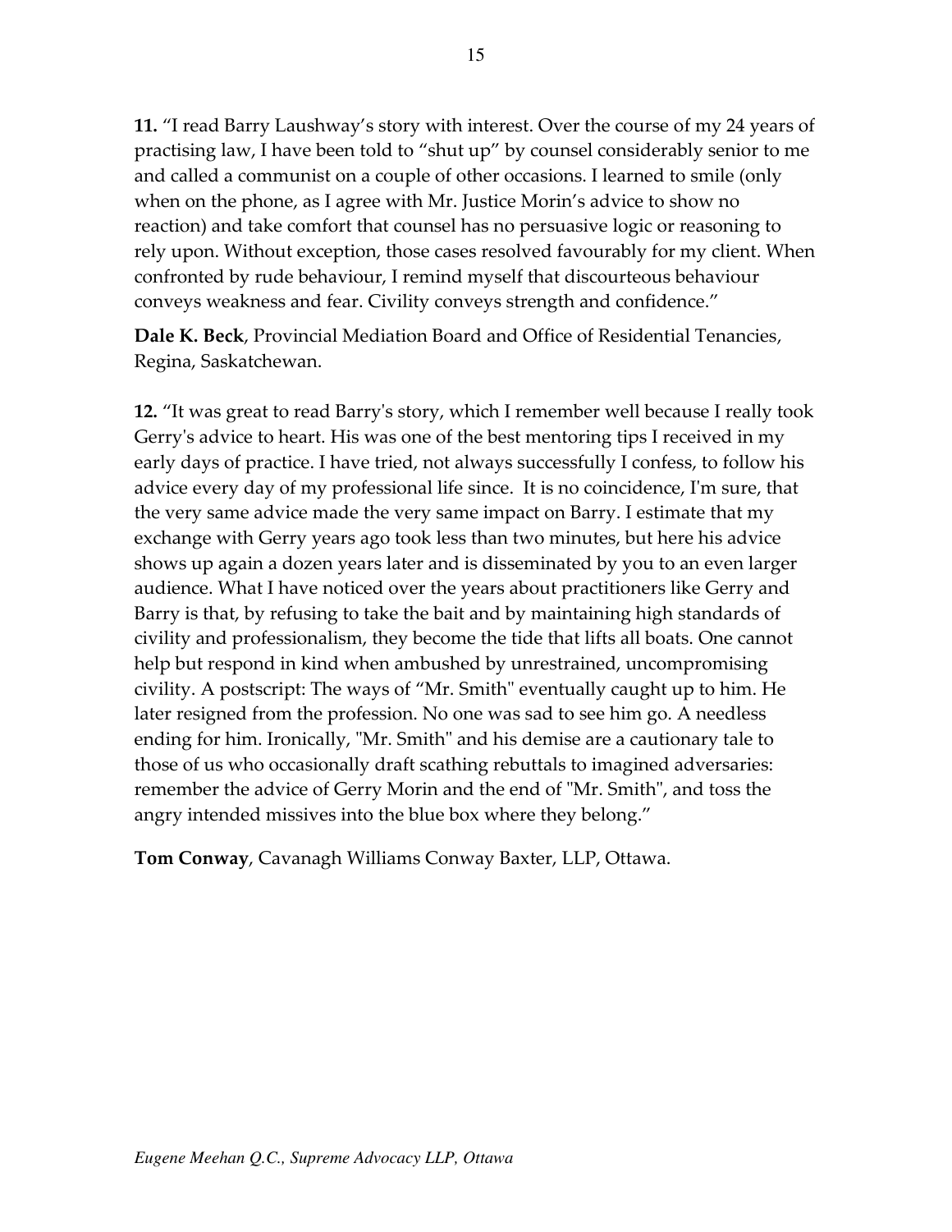**11.** “I read Barry Laushway’s story with interest. Over the course of my 24 years of practising law, I have been told to “shut up” by counsel considerably senior to me and called a communist on a couple of other occasions. I learned to smile (only when on the phone, as I agree with Mr. Justice Morin’s advice to show no reaction) and take comfort that counsel has no persuasive logic or reasoning to rely upon. Without exception, those cases resolved favourably for my client. When confronted by rude behaviour, I remind myself that discourteous behaviour conveys weakness and fear. Civility conveys strength and confidence.”

**Dale K. Beck**, Provincial Mediation Board and Office of Residential Tenancies, Regina, Saskatchewan.

**12.** “It was great to read Barry's story, which I remember well because I really took Gerry's advice to heart. His was one of the best mentoring tips I received in my early days of practice. I have tried, not always successfully I confess, to follow his advice every day of my professional life since. It is no coincidence, I'm sure, that the very same advice made the very same impact on Barry. I estimate that my exchange with Gerry years ago took less than two minutes, but here his advice shows up again a dozen years later and is disseminated by you to an even larger audience. What I have noticed over the years about practitioners like Gerry and Barry is that, by refusing to take the bait and by maintaining high standards of civility and professionalism, they become the tide that lifts all boats. One cannot help but respond in kind when ambushed by unrestrained, uncompromising civility. A postscript: The ways of “Mr. Smith" eventually caught up to him. He later resigned from the profession. No one was sad to see him go. A needless ending for him. Ironically, "Mr. Smith" and his demise are a cautionary tale to those of us who occasionally draft scathing rebuttals to imagined adversaries: remember the advice of Gerry Morin and the end of "Mr. Smith", and toss the angry intended missives into the blue box where they belong.”

**Tom Conway**, Cavanagh Williams Conway Baxter, LLP, Ottawa.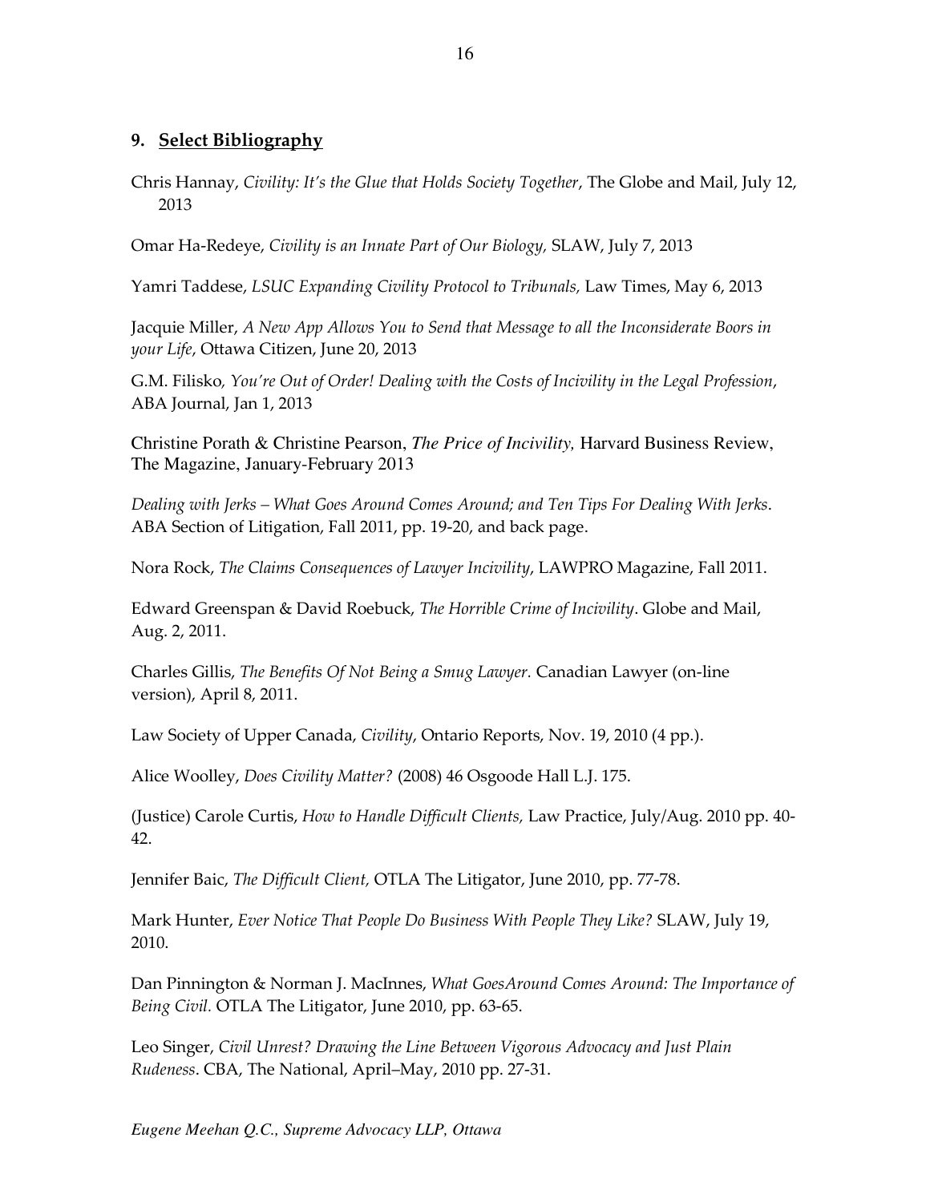## 9. **Select Bibliography**

Chris Hannay, *Civility: It's the Glue that Holds Society Together*, The Globe and Mail, July 12, 2013

Omar Ha-Redeye, *Civility is an Innate Part of Our Biology,* SLAW, July 7, 2013

Yamri Taddese, *LSUC Expanding Civility Protocol to Tribunals,* Law Times, May 6, 2013

Jacquie Miller, *A New App Allows You to Send that Message to all the Inconsiderate Boors in your Life*, Ottawa Citizen, June 20, 2013

G.M. Filisko, *You're Out of Order! Dealing with the Costs of Incivility in the Legal Profession*, ABA Journal, Jan 1, 2013

Christine Porath & Christine Pearson, *The Price of Incivility,* Harvard Business Review, The Magazine, January-February 2013

*Dealing with Jerks – What Goes Around Comes Around; and Ten Tips For Dealing With Jerks*. ABA Section of Litigation, Fall 2011, pp. 19-20, and back page.

Nora Rock, *The Claims Consequences of Lawyer Incivility*, LAWPRO Magazine, Fall 2011.

Edward Greenspan & David Roebuck, *The Horrible Crime of Incivility*. Globe and Mail, Aug. 2, 2011.

Charles Gillis, *The Benefits Of Not Being a Smug Lawyer.* Canadian Lawyer (on-line version), April 8, 2011.

Law Society of Upper Canada, *Civility*, Ontario Reports, Nov. 19, 2010 (4 pp.).

Alice Woolley, *Does Civility Matter?* (2008) 46 Osgoode Hall L.J. 175.

(Justice) Carole Curtis, *How to Handle Difficult Clients,* Law Practice, July/Aug. 2010 pp. 40-42.

Jennifer Baic, *The Difficult Client,* OTLA The Litigator, June 2010, pp. 77-78.

Mark Hunter, *Ever Notice That People Do Business With People They Like?* SLAW, July 19, 2010.

Dan Pinnington & Norman J. MacInnes, *What GoesAround Comes Around: The Importance of Being Civil.* OTLA The Litigator, June 2010, pp. 63-65.

Leo Singer, *Civil Unrest? Drawing the Line Between Vigorous Advocacy and Just Plain Rudeness*. CBA, The National, April–May, 2010 pp. 27-31.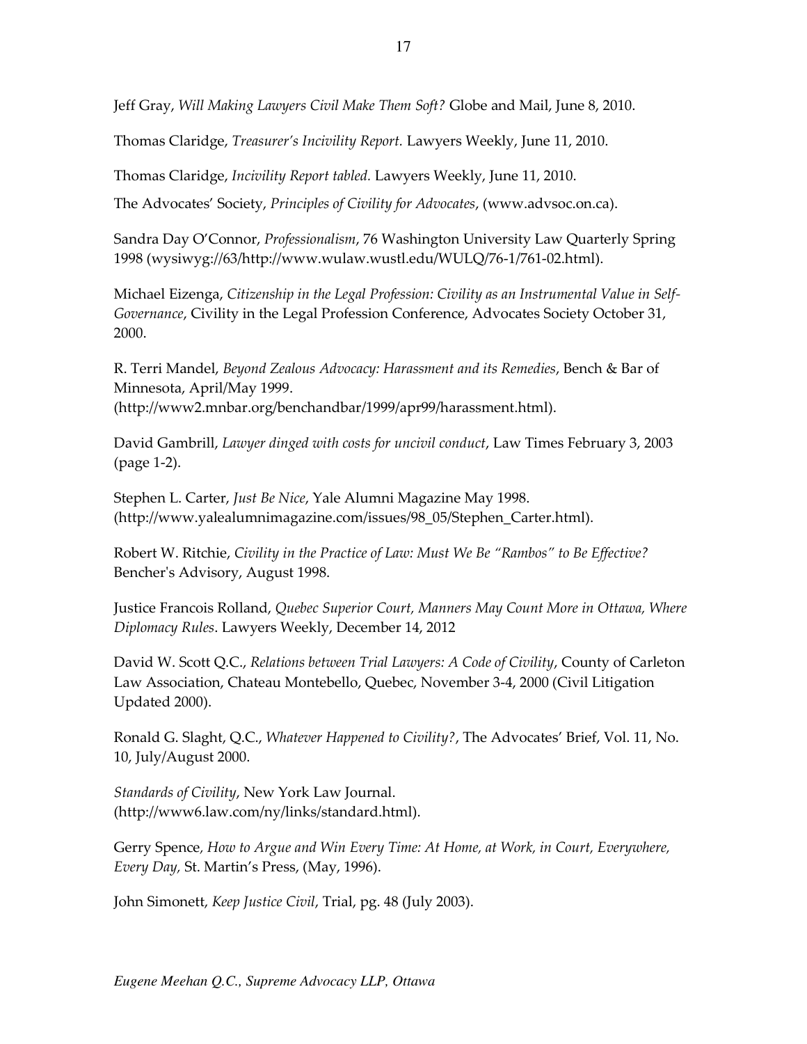Jeff Gray, *Will Making Lawyers Civil Make Them Soft?* Globe and Mail, June 8, 2010.

Thomas Claridge, *Treasurer's Incivility Report.* Lawyers Weekly, June 11, 2010.

Thomas Claridge, *Incivility Report tabled.* Lawyers Weekly, June 11, 2010.

The Advocates' Society, *Principles of Civility for Advocates*, (www.advsoc.on.ca).

Sandra Day O'Connor, *Professionalism*, 76 Washington University Law Quarterly Spring 1998 (wysiwyg://63/http://www.wulaw.wustl.edu/WULQ/76-1/761-02.html).

Michael Eizenga, *Citizenship in the Legal Profession: Civility as an Instrumental Value in Self-Governance*, Civility in the Legal Profession Conference, Advocates Society October 31, 2000.

R. Terri Mandel, *Beyond Zealous Advocacy: Harassment and its Remedies*, Bench & Bar of Minnesota, April/May 1999. (http://www2.mnbar.org/benchandbar/1999/apr99/harassment.html).

David Gambrill, *Lawyer dinged with costs for uncivil conduct*, Law Times February 3, 2003 (page 1-2).

Stephen L. Carter, *Just Be Nice*, Yale Alumni Magazine May 1998. (http://www.yalealumnimagazine.com/issues/98_05/Stephen_Carter.html).

Robert W. Ritchie, *Civility in the Practice of Law: Must We Be "Rambos" to Be Effective?* Bencher's Advisory, August 1998.

Justice Francois Rolland, *Quebec Superior Court, Manners May Count More in Ottawa, Where Diplomacy Rules*. Lawyers Weekly, December 14, 2012

David W. Scott Q.C., *Relations between Trial Lawyers: A Code of Civility*, County of Carleton Law Association, Chateau Montebello, Quebec, November 3-4, 2000 (Civil Litigation Updated 2000).

Ronald G. Slaght, Q.C., *Whatever Happened to Civility?*, The Advocates' Brief, Vol. 11, No. 10, July/August 2000.

*Standards of Civility*, New York Law Journal. (http://www6.law.com/ny/links/standard.html).

Gerry Spence, *How to Argue and Win Every Time: At Home, at Work, in Court, Everywhere, Every Day,* St. Martin's Press, (May, 1996).

John Simonett, *Keep Justice Civil*, Trial, pg. 48 (July 2003).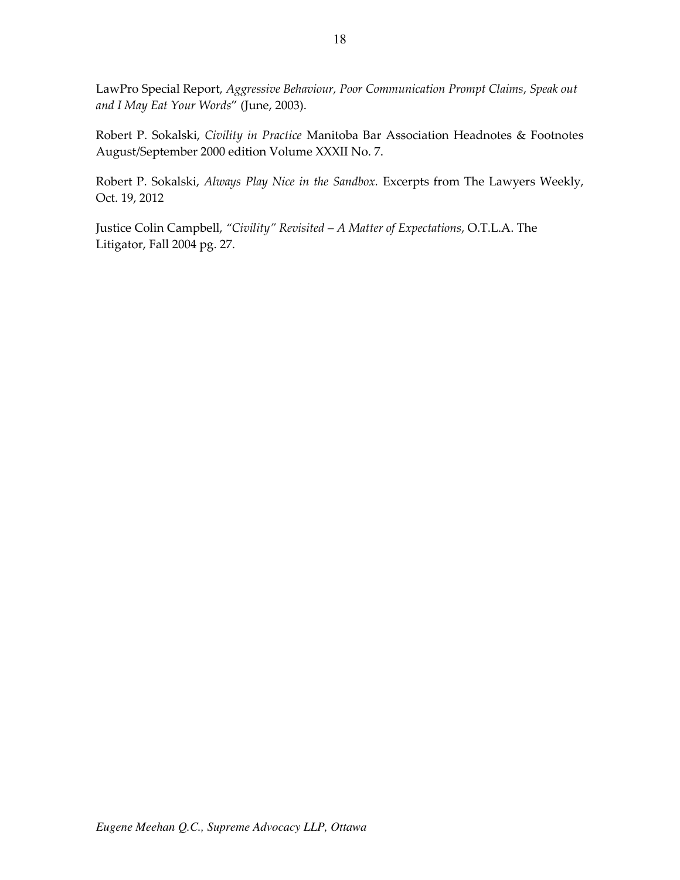LawPro Special Report, *Aggressive Behaviour, Poor Communication Prompt Claims*, *Speak out and I May Eat Your Words*" (June, 2003).

Robert P. Sokalski, *Civility in Practice* Manitoba Bar Association Headnotes & Footnotes August/September 2000 edition Volume XXXII No. 7.

Robert P. Sokalski, *Always Play Nice in the Sandbox.* Excerpts from The Lawyers Weekly, Oct. 19, 2012

Justice Colin Campbell, *"Civility" Revisited – A Matter of Expectations*, O.T.L.A. The Litigator, Fall 2004 pg. 27.